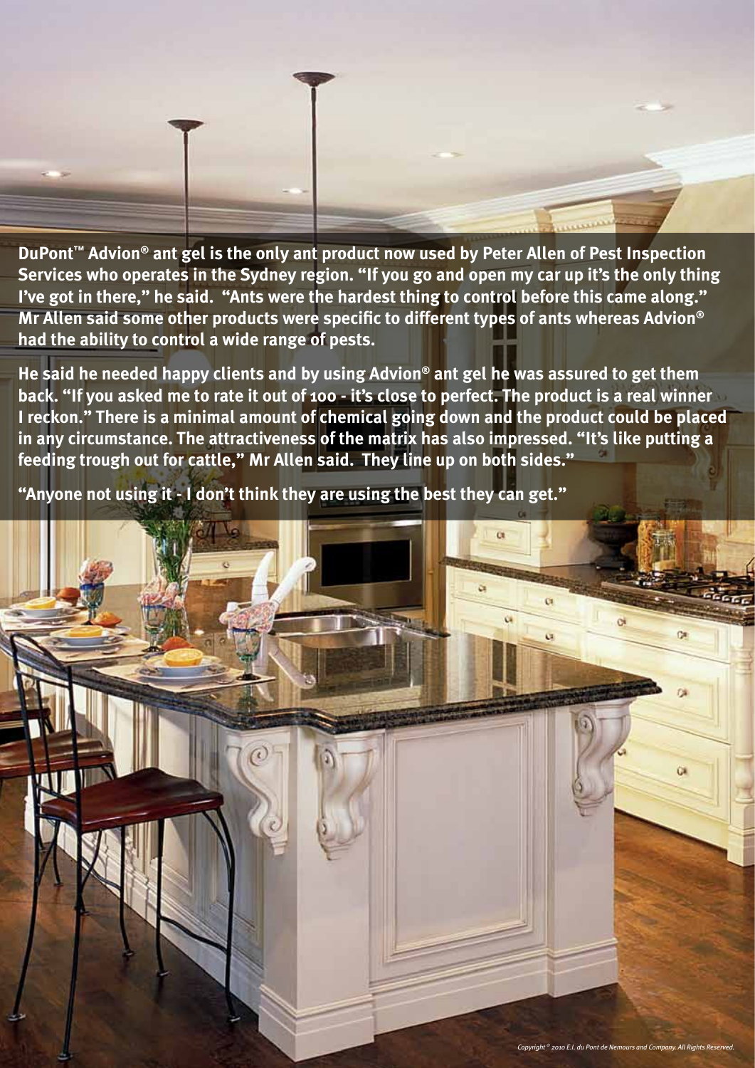**DuPont™ Advion® ant gel is the only ant product now used by Peter Allen of Pest Inspection Services who operates in the Sydney region. "If you go and open my car up it's the only thing I've got in there," he said. "Ants were the hardest thing to control before this came along." Mr Allen said some other products were specific to different types of ants whereas Advion® had the ability to control a wide range of pests.**

**He said he needed happy clients and by using Advion® ant gel he was assured to get them back. "If you asked me to rate it out of 100 - it's close to perfect. The product is a real winner I reckon." There is a minimal amount of chemical going down and the product could be placed in any circumstance. The attractiveness of the matrix has also impressed. "It's like putting a feeding trough out for cattle," Mr Allen said. They line up on both sides."**

**"Anyone not using it - I don't think they are using the best they can get."**

*Copyright © 2010 E.I. du Pont de Nemours and Company. All Rights Reserved.*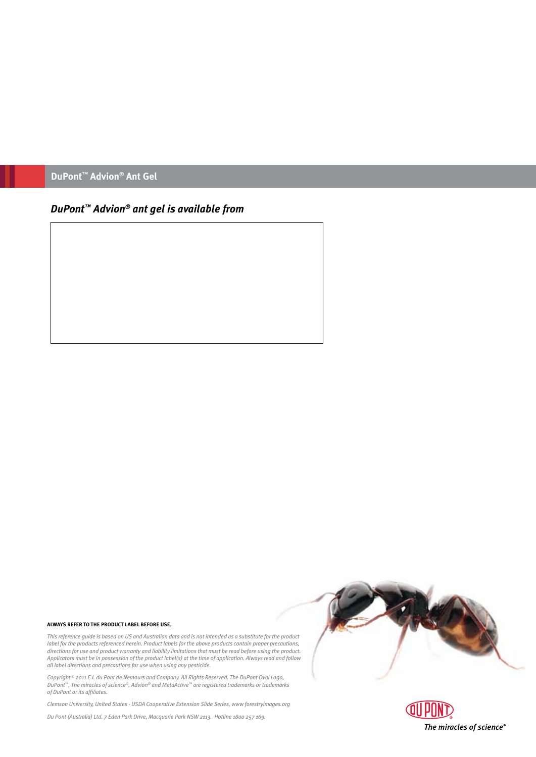## DuPont™ Advion® Ant Gel

### *DuPont™ Advion® ant gel is available from*

**ALWAYS REFER TO THE PRODUCT LABEL BEFORE USE.**

*This reference guide is based on US and Australian data and is not intended as a substitute for the product label for the products referenced herein. Product labels for the above products contain proper precautions, directions for use and product warranty and liability limitations that must be read before using the product. Applicators must be in possession of the product label(s) at the time of application. Always read and follow all label directions and precautions for use when using any pesticide.*

*Copyright © 2011 E.I. du Pont de Nemours and Company. All Rights Reserved. The DuPont Oval Logo, DuPont™, The miracles of science®, Advion® and MetaActive™ are registered trademarks or trademarks of DuPont or its affiliates.*

*Clemson University, United States - USDA Cooperative Extension Slide Series, www.forestryimages.org*

*Du Pont (Australia) Ltd. 7 Eden Park Drive, Macquarie Park NSW 2113. Hotline 1800 257 169.*

DUPONT

*The miracles of science®*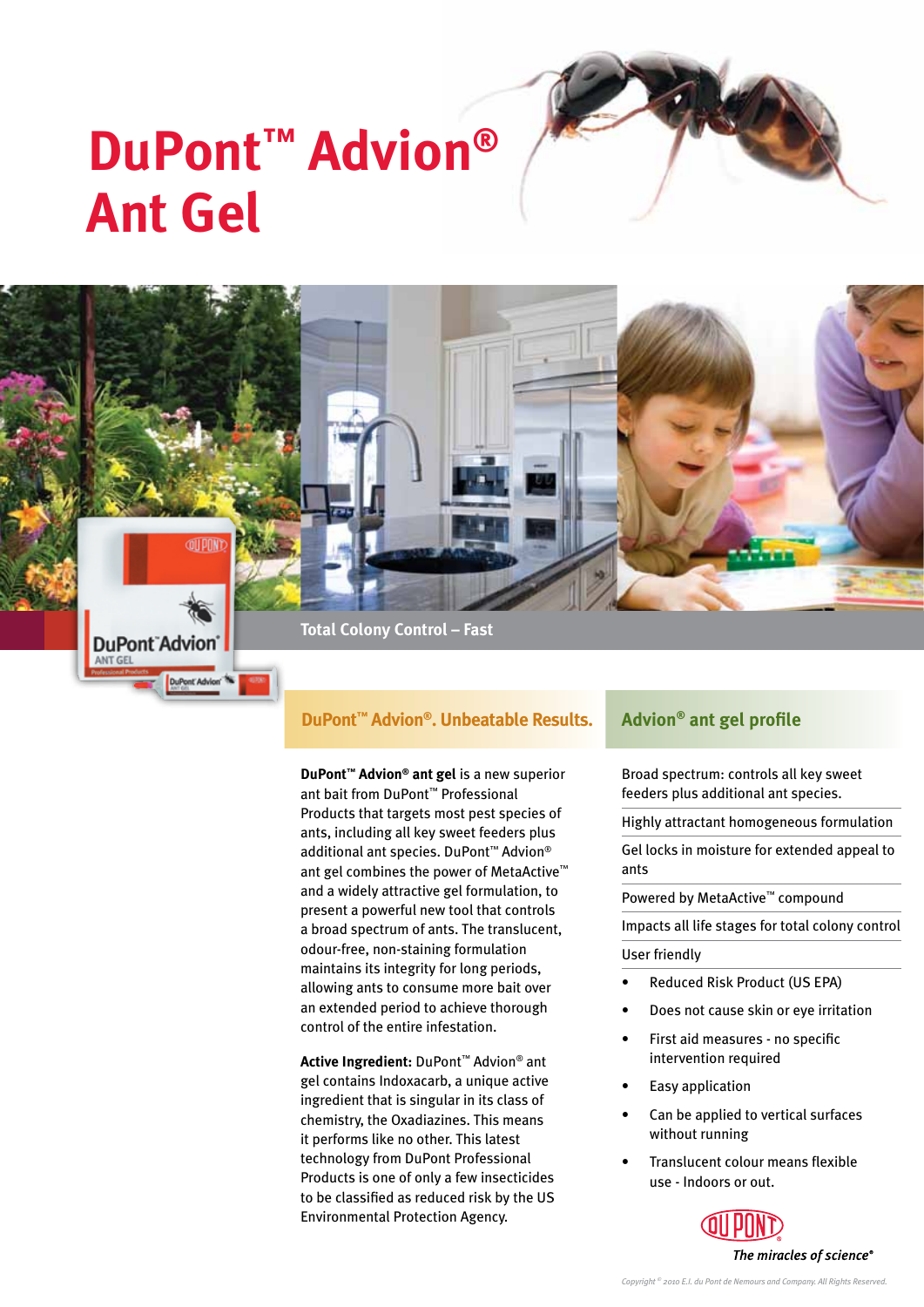# DuPont™ Advion® Ant Gel

Total Colony Control – Fast

## DuPont™ Advion®. Unbeatable Results.

**DuPont™ Advion® ant gel** is a new superior ant bait from DuPont™ Professional Products that targets most pest species of ants, including all key sweet feeders plus additional ant species. DuPont™ Advion® ant gel combines the power of MetaActive™ and a widely attractive gel formulation, to present a powerful new tool that controls a broad spectrum of ants. The translucent, odour-free, non-staining formulation maintains its integrity for long periods, allowing ants to consume more bait over an extended period to achieve thorough control of the entire infestation.

**Active Ingredient:** DuPont™ Advion® ant gel contains Indoxacarb, a unique active ingredient that is singular in its class of chemistry, the Oxadiazines. This means it performs like no other. This latest technology from DuPont Professional Products is one of only a few insecticides to be classified as reduced risk by the US Environmental Protection Agency.

## Advion® ant gel profile

Broad spectrum: controls all key sweet feeders plus additional ant species.

Highly attractant homogeneous formulation

Gel locks in moisture for extended appeal to ants

Powered by MetaActive™ compound

Impacts all life stages for total colony control

User friendly

- Reduced Risk Product (US EPA)
- Does not cause skin or eye irritation
- First aid measures - no specific intervention required
- Easy application
- Can be applied to vertical surfaces without running
- Translucent colour means flexible use - Indoors or out.

*The miracles of science®*

*Copyright © 2010 E.I. du Pont de Nemours and Company. All Rights Reserved.*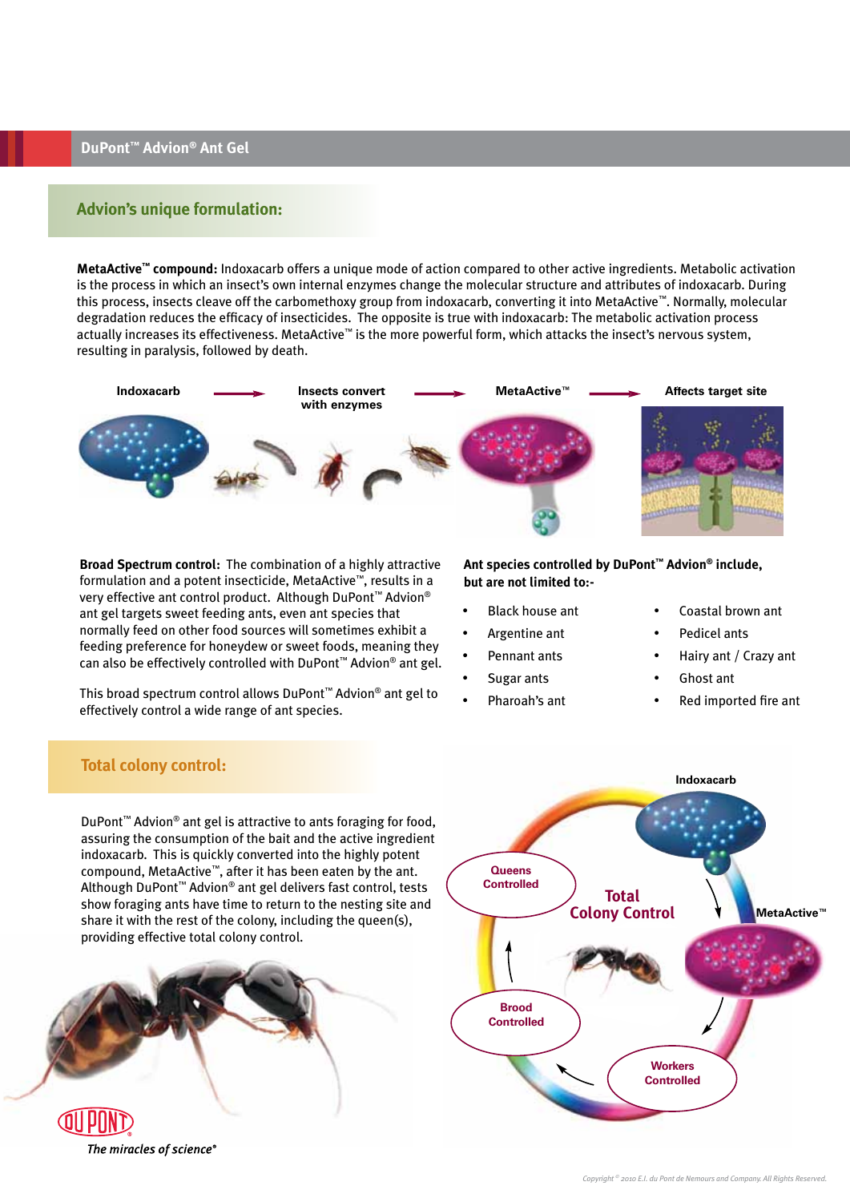DuPont™ Advion® Ant Gel

## Advion's unique formulation:

**MetaActive™ compound:** Indoxacarb offers a unique mode of action compared to other active ingredients. Metabolic activation is the process in which an insect's own internal enzymes change the molecular structure and attributes of indoxacarb. During this process, insects cleave off the carbomethoxy group from indoxacarb, converting it into MetaActive™. Normally, molecular degradation reduces the efficacy of insecticides. The opposite is true with indoxacarb: The metabolic activation process actually increases its effectiveness. MetaActive™ is the more powerful form, which attacks the insect's nervous system, resulting in paralysis, followed by death.

Indoxacarb → Insects convert with enzymes → MetaActive™ → Affects target site

**Broad Spectrum control:** The combination of a highly attractive formulation and a potent insecticide, MetaActive™, results in a very effective ant control product. Although DuPont™ Advion® ant gel targets sweet feeding ants, even ant species that normally feed on other food sources will sometimes exhibit a feeding preference for honeydew or sweet foods, meaning they can also be effectively controlled with DuPont™ Advion® ant gel.

This broad spectrum control allows DuPont™ Advion® ant gel to effectively control a wide range of ant species.

**Ant species controlled by DuPont™ Advion® include, but are not limited to:-**

- Black house ant
- Argentine ant
- Pennant ants
- Sugar ants
- Pharoah's ant
- Coastal brown ant
- Pedicel ants
- Hairy ant / Crazy ant
- Ghost ant
- Red imported fire ant

## Total colony control:

DuPont™ Advion® ant gel is attractive to ants foraging for food, assuring the consumption of the bait and the active ingredient indoxacarb. This is quickly converted into the highly potent compound, MetaActive™, after it has been eaten by the ant. Although DuPont™ Advion® ant gel delivers fast control, tests show foraging ants have time to return to the nesting site and share it with the rest of the colony, including the queen(s), providing effective total colony control.

Total Colony Control: Indoxacarb → MetaActive™ → Workers Controlled → Brood Controlled → Queens Controlled

DuPont *The miracles of science®*

*Copyright © 2010 E.I. du Pont de Nemours and Company. All Rights Reserved.*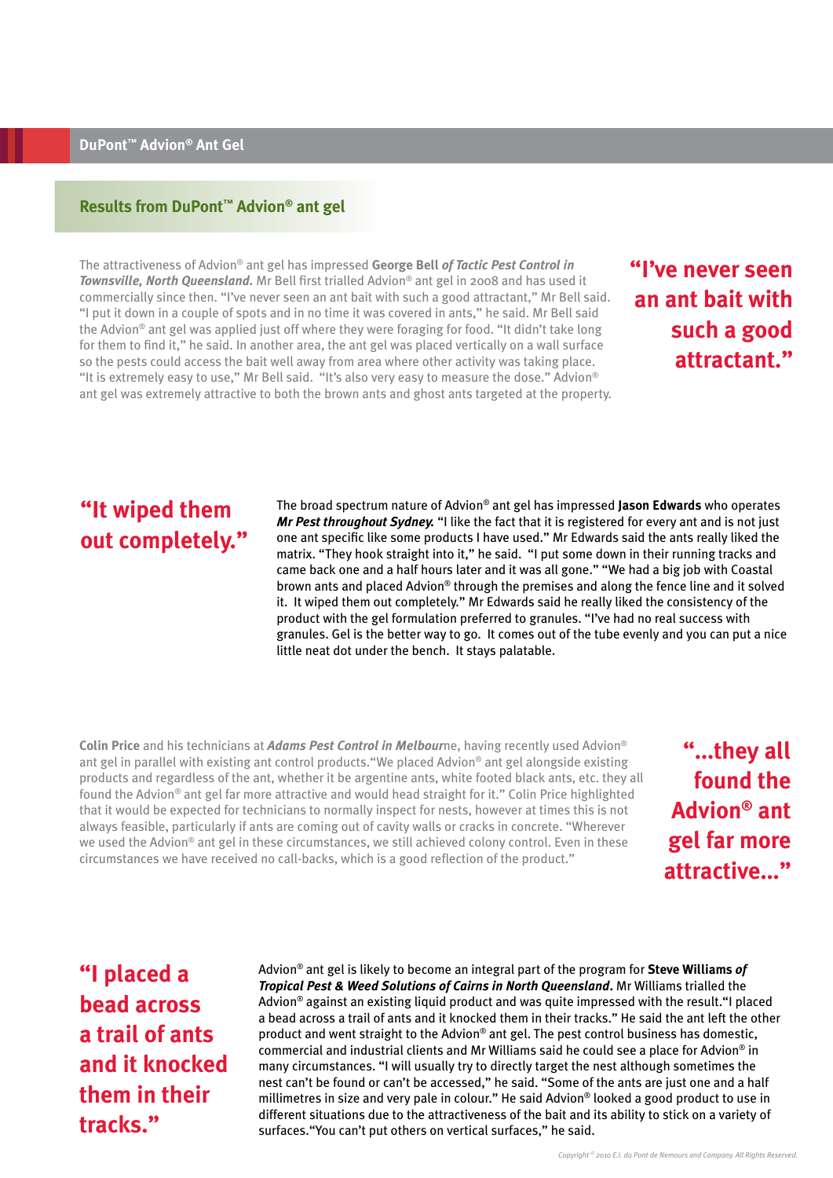## Results from DuPont™ Advion® ant gel

The attractiveness of Advion® ant gel has impressed **George Bell** ***of Tactic Pest Control in Townsville, North Queensland.*** Mr Bell first trialled Advion® ant gel in 2008 and has used it commercially since then. "I've never seen an ant bait with such a good attractant," Mr Bell said. "I put it down in a couple of spots and in no time it was covered in ants," he said. Mr Bell said the Advion® ant gel was applied just off where they were foraging for food. "It didn't take long for them to find it," he said. In another area, the ant gel was placed vertically on a wall surface so the pests could access the bait well away from area where other activity was taking place. "It is extremely easy to use," Mr Bell said. "It's also very easy to measure the dose." Advion® ant gel was extremely attractive to both the brown ants and ghost ants targeted at the property.

**"I've never seen an ant bait with such a good attractant."**

**"It wiped them out completely."**

The broad spectrum nature of Advion® ant gel has impressed **Jason Edwards** who operates ***Mr Pest throughout Sydney.*** "I like the fact that it is registered for every ant and is not just one ant specific like some products I have used." Mr Edwards said the ants really liked the matrix. "They hook straight into it," he said. "I put some down in their running tracks and came back one and a half hours later and it was all gone." "We had a big job with Coastal brown ants and placed Advion® through the premises and along the fence line and it solved it. It wiped them out completely." Mr Edwards said he really liked the consistency of the product with the gel formulation preferred to granules. "I've had no real success with granules. Gel is the better way to go. It comes out of the tube evenly and you can put a nice little neat dot under the bench. It stays palatable.

**Colin Price** and his technicians at ***Adams Pest Control in Melbourne***, having recently used Advion® ant gel in parallel with existing ant control products."We placed Advion® ant gel alongside existing products and regardless of the ant, whether it be argentine ants, white footed black ants, etc. they all found the Advion® ant gel far more attractive and would head straight for it." Colin Price highlighted that it would be expected for technicians to normally inspect for nests, however at times this is not always feasible, particularly if ants are coming out of cavity walls or cracks in concrete. "Wherever we used the Advion® ant gel in these circumstances, we still achieved colony control. Even in these circumstances we have received no call-backs, which is a good reflection of the product."

**"...they all found the Advion® ant gel far more attractive..."**

**"I placed a bead across a trail of ants and it knocked them in their tracks."**

Advion® ant gel is likely to become an integral part of the program for **Steve Williams** ***of Tropical Pest & Weed Solutions of Cairns in North Queensland.*** Mr Williams trialled the Advion® against an existing liquid product and was quite impressed with the result."I placed a bead across a trail of ants and it knocked them in their tracks." He said the ant left the other product and went straight to the Advion® ant gel. The pest control business has domestic, commercial and industrial clients and Mr Williams said he could see a place for Advion® in many circumstances. "I will usually try to directly target the nest although sometimes the nest can't be found or can't be accessed," he said. "Some of the ants are just one and a half millimetres in size and very pale in colour." He said Advion® looked a good product to use in different situations due to the attractiveness of the bait and its ability to stick on a variety of surfaces."You can't put others on vertical surfaces," he said.

*Copyright © 2010 E.I. du Pont de Nemours and Company. All Rights Reserved.*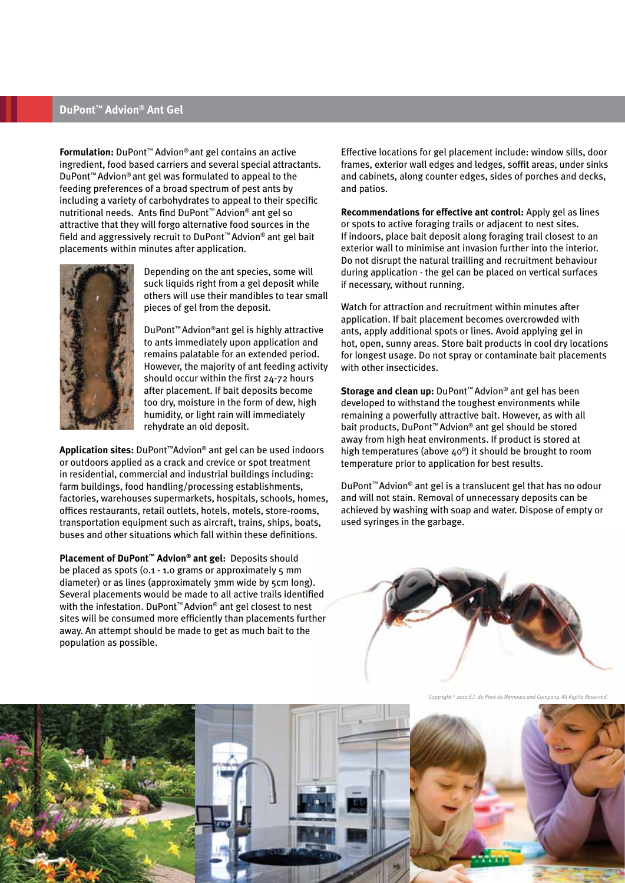## DuPont™ Advion® Ant Gel

**Formulation:** DuPont™ Advion® ant gel contains an active ingredient, food based carriers and several special attractants. DuPont™ Advion® ant gel was formulated to appeal to the feeding preferences of a broad spectrum of pest ants by including a variety of carbohydrates to appeal to their specific nutritional needs. Ants find DuPont™ Advion® ant gel so attractive that they will forgo alternative food sources in the field and aggressively recruit to DuPont™ Advion® ant gel bait placements within minutes after application.

Depending on the ant species, some will suck liquids right from a gel deposit while others will use their mandibles to tear small pieces of gel from the deposit.

DuPont™ Advion® ant gel is highly attractive to ants immediately upon application and remains palatable for an extended period. However, the majority of ant feeding activity should occur within the first 24-72 hours after placement. If bait deposits become too dry, moisture in the form of dew, high humidity, or light rain will immediately rehydrate an old deposit.

**Application sites:** DuPont™ Advion® ant gel can be used indoors or outdoors applied as a crack and crevice or spot treatment in residential, commercial and industrial buildings including: farm buildings, food handling/processing establishments, factories, warehouses supermarkets, hospitals, schools, homes, offices restaurants, retail outlets, hotels, motels, store-rooms, transportation equipment such as aircraft, trains, ships, boats, buses and other situations which fall within these definitions.

**Placement of DuPont™ Advion® ant gel:** Deposits should be placed as spots (0.1 - 1.0 grams or approximately 5 mm diameter) or as lines (approximately 3mm wide by 5cm long). Several placements would be made to all active trails identified with the infestation. DuPont™ Advion® ant gel closest to nest sites will be consumed more efficiently than placements further away. An attempt should be made to get as much bait to the population as possible.

Effective locations for gel placement include: window sills, door frames, exterior wall edges and ledges, soffit areas, under sinks and cabinets, along counter edges, sides of porches and decks, and patios.

**Recommendations for effective ant control:** Apply gel as lines or spots to active foraging trails or adjacent to nest sites. If indoors, place bait deposit along foraging trail closest to an exterior wall to minimise ant invasion further into the interior. Do not disrupt the natural trailling and recruitment behaviour during application - the gel can be placed on vertical surfaces if necessary, without running.

Watch for attraction and recruitment within minutes after application. If bait placement becomes overcrowded with ants, apply additional spots or lines. Avoid applying gel in hot, open, sunny areas. Store bait products in cool dry locations for longest usage. Do not spray or contaminate bait placements with other insecticides.

**Storage and clean up:** DuPont™ Advion® ant gel has been developed to withstand the toughest environments while remaining a powerfully attractive bait. However, as with all bait products, DuPont™ Advion® ant gel should be stored away from high heat environments. If product is stored at high temperatures (above 40°) it should be brought to room temperature prior to application for best results.

DuPont™ Advion® ant gel is a translucent gel that has no odour and will not stain. Removal of unnecessary deposits can be achieved by washing with soap and water. Dispose of empty or used syringes in the garbage.

*Copyright © 2010 E.I. du Pont de Nemours and Company. All Rights Reserved.*